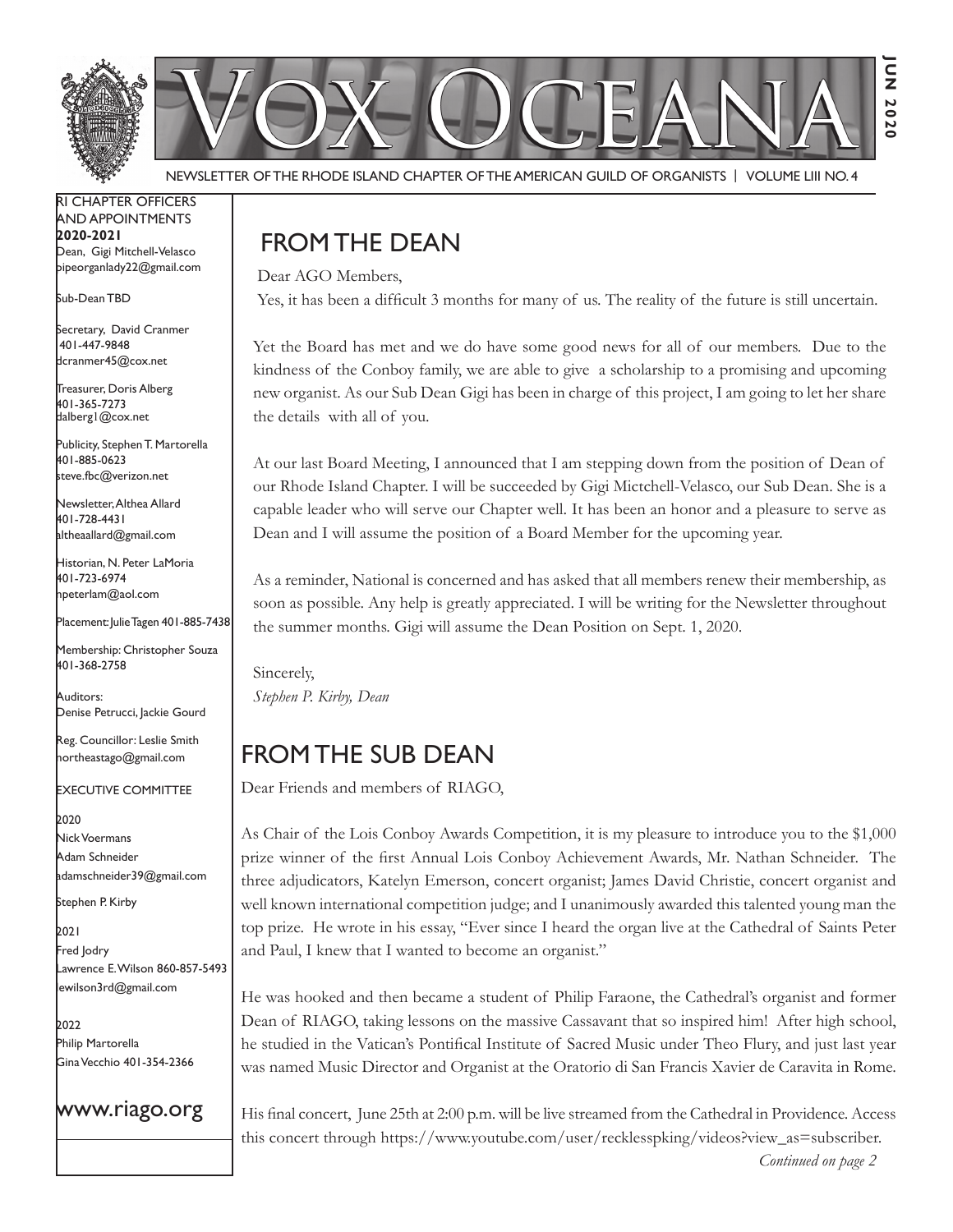# VOX OCEANA

JUN 2020

NEWSLETTER OF THE RHODE ISLAND CHAPTER OF THE AMERICAN GUILD OF ORGANISTS | VOLUME LIII NO. 4

RI CHAPTER OFFICERS AND APPOINTMENTS
**2020-2021**

Dean, Gigi Mitchell-Velasco
pipeorganlady22@gmail.com

Sub-Dean TBD

Secretary, David Cranmer
401-447-9848
dcranmer45@cox.net

Treasurer, Doris Alberg
401-365-7273
dalberg1@cox.net

Publicity, Stephen T. Martorella
401-885-0623
steve.fbc@verizon.net

Newsletter, Althea Allard
401-728-4431
altheaallard@gmail.com

Historian, N. Peter LaMoria
401-723-6974
npeterlam@aol.com

Placement: Julie Tagen 401-885-7438

Membership: Christopher Souza
401-368-2758

Auditors:
Denise Petrucci, Jackie Gourd

Reg. Councillor: Leslie Smith
northeastago@gmail.com

EXECUTIVE COMMITTEE

2020
Nick Voermans
Adam Schneider
adamschneider39@gmail.com
Stephen P. Kirby

2021
Fred Jodry
Lawrence E. Wilson 860-857-5493
lewilson3rd@gmail.com

2022
Philip Martorella
Gina Vecchio 401-354-2366

www.riago.org

## FROM THE DEAN

Dear AGO Members,

Yes, it has been a difficult 3 months for many of us. The reality of the future is still uncertain.

Yet the Board has met and we do have some good news for all of our members. Due to the kindness of the Conboy family, we are able to give a scholarship to a promising and upcoming new organist. As our Sub Dean Gigi has been in charge of this project, I am going to let her share the details with all of you.

At our last Board Meeting, I announced that I am stepping down from the position of Dean of our Rhode Island Chapter. I will be succeeded by Gigi Mictchell-Velasco, our Sub Dean. She is a capable leader who will serve our Chapter well. It has been an honor and a pleasure to serve as Dean and I will assume the position of a Board Member for the upcoming year.

As a reminder, National is concerned and has asked that all members renew their membership, as soon as possible. Any help is greatly appreciated. I will be writing for the Newsletter throughout the summer months. Gigi will assume the Dean Position on Sept. 1, 2020.

Sincerely,
*Stephen P. Kirby, Dean*

## FROM THE SUB DEAN

Dear Friends and members of RIAGO,

As Chair of the Lois Conboy Awards Competition, it is my pleasure to introduce you to the $1,000 prize winner of the first Annual Lois Conboy Achievement Awards, Mr. Nathan Schneider. The three adjudicators, Katelyn Emerson, concert organist; James David Christie, concert organist and well known international competition judge; and I unanimously awarded this talented young man the top prize. He wrote in his essay, "Ever since I heard the organ live at the Cathedral of Saints Peter and Paul, I knew that I wanted to become an organist."

He was hooked and then became a student of Philip Faraone, the Cathedral's organist and former Dean of RIAGO, taking lessons on the massive Cassavant that so inspired him! After high school, he studied in the Vatican's Pontifical Institute of Sacred Music under Theo Flury, and just last year was named Music Director and Organist at the Oratorio di San Francis Xavier de Caravita in Rome.

His final concert, June 25th at 2:00 p.m. will be live streamed from the Cathedral in Providence. Access this concert through https://www.youtube.com/user/recklesspking/videos?view_as=subscriber.

*Continued on page 2*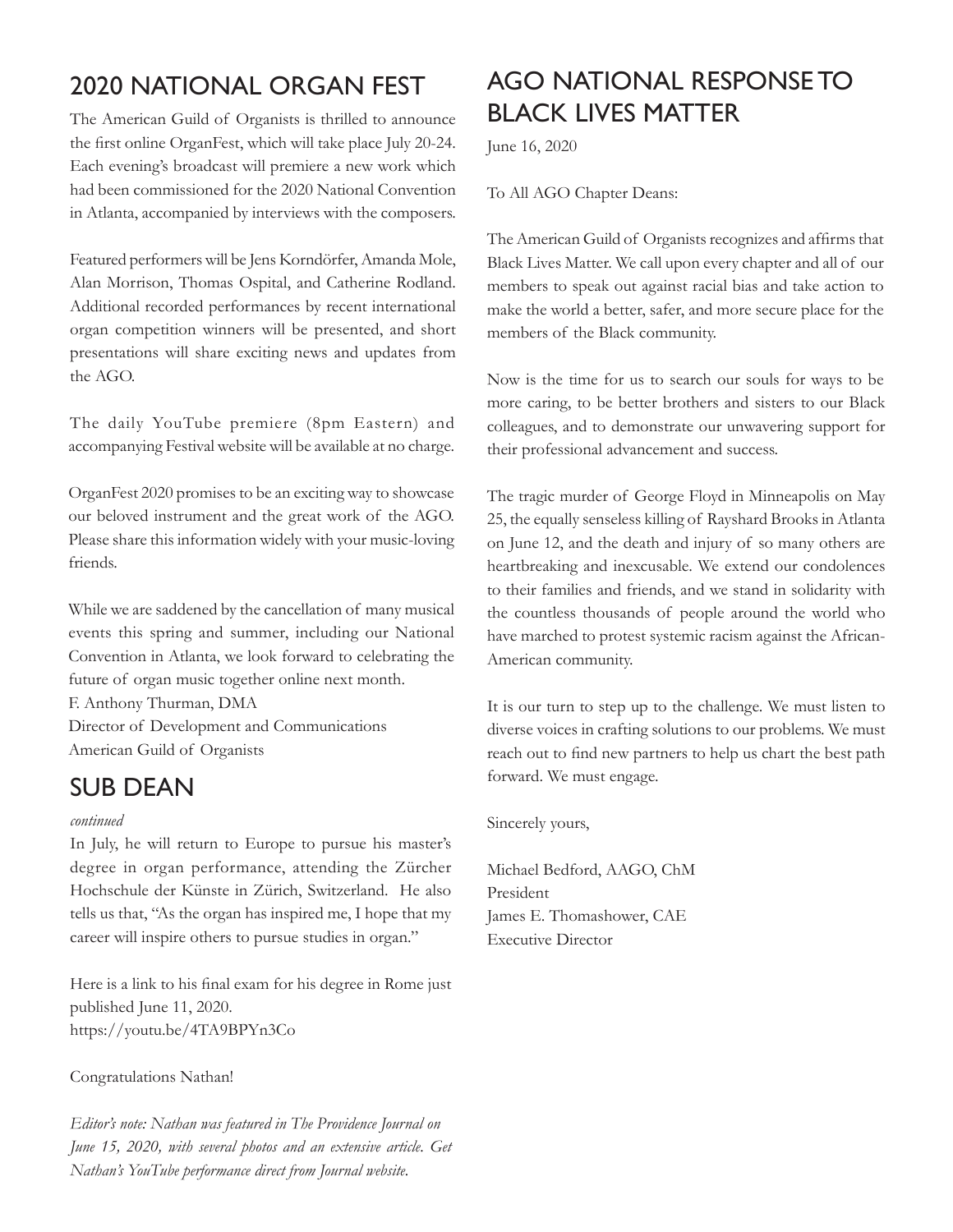## 2020 NATIONAL ORGAN FEST

The American Guild of Organists is thrilled to announce the first online OrganFest, which will take place July 20-24. Each evening's broadcast will premiere a new work which had been commissioned for the 2020 National Convention in Atlanta, accompanied by interviews with the composers.

Featured performers will be Jens Korndörfer, Amanda Mole, Alan Morrison, Thomas Ospital, and Catherine Rodland. Additional recorded performances by recent international organ competition winners will be presented, and short presentations will share exciting news and updates from the AGO.

The daily YouTube premiere (8pm Eastern) and accompanying Festival website will be available at no charge.

OrganFest 2020 promises to be an exciting way to showcase our beloved instrument and the great work of the AGO. Please share this information widely with your music-loving friends.

While we are saddened by the cancellation of many musical events this spring and summer, including our National Convention in Atlanta, we look forward to celebrating the future of organ music together online next month.
F. Anthony Thurman, DMA
Director of Development and Communications
American Guild of Organists

## SUB DEAN

*continued*

In July, he will return to Europe to pursue his master's degree in organ performance, attending the Zürcher Hochschule der Künste in Zürich, Switzerland. He also tells us that, "As the organ has inspired me, I hope that my career will inspire others to pursue studies in organ."

Here is a link to his final exam for his degree in Rome just published June 11, 2020.
https://youtu.be/4TA9BPYn3Co

Congratulations Nathan!

*Editor's note: Nathan was featured in The Providence Journal on June 15, 2020, with several photos and an extensive article. Get Nathan's YouTube performance direct from Journal website.*

## AGO NATIONAL RESPONSE TO BLACK LIVES MATTER

June 16, 2020

To All AGO Chapter Deans:

The American Guild of Organists recognizes and affirms that Black Lives Matter. We call upon every chapter and all of our members to speak out against racial bias and take action to make the world a better, safer, and more secure place for the members of the Black community.

Now is the time for us to search our souls for ways to be more caring, to be better brothers and sisters to our Black colleagues, and to demonstrate our unwavering support for their professional advancement and success.

The tragic murder of George Floyd in Minneapolis on May 25, the equally senseless killing of Rayshard Brooks in Atlanta on June 12, and the death and injury of so many others are heartbreaking and inexcusable. We extend our condolences to their families and friends, and we stand in solidarity with the countless thousands of people around the world who have marched to protest systemic racism against the African-American community.

It is our turn to step up to the challenge. We must listen to diverse voices in crafting solutions to our problems. We must reach out to find new partners to help us chart the best path forward. We must engage.

Sincerely yours,

Michael Bedford, AAGO, ChM
President
James E. Thomashower, CAE
Executive Director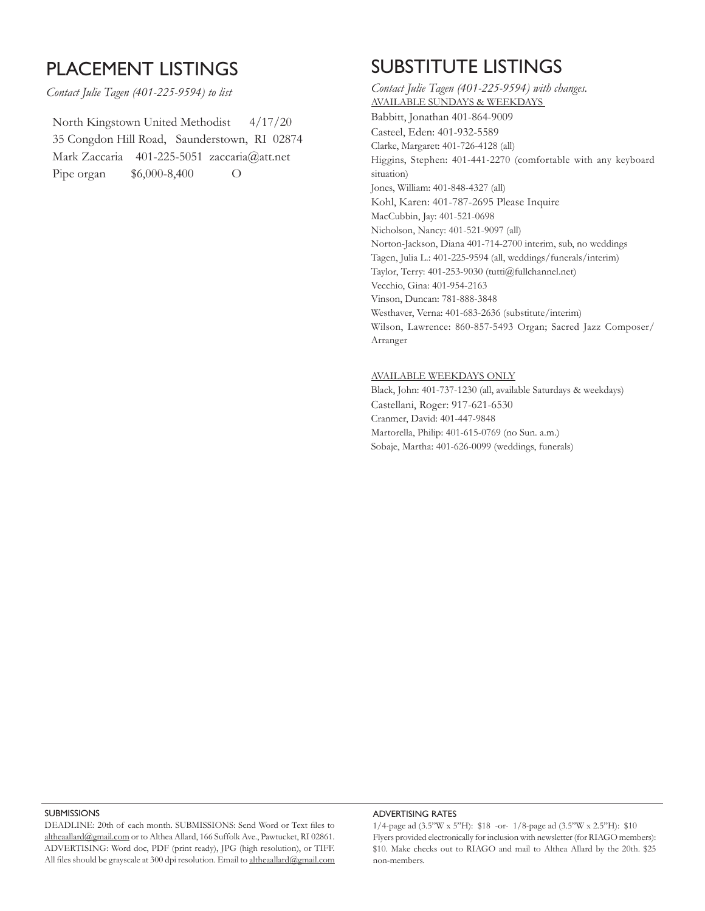## PLACEMENT LISTINGS

*Contact Julie Tagen (401-225-9594) to list*

North Kingstown United Methodist 4/17/20
35 Congdon Hill Road, Saunderstown, RI 02874
Mark Zaccaria 401-225-5051 zaccaria@att.net
Pipe organ $6,000-8,400 O

## SUBSTITUTE LISTINGS

*Contact Julie Tagen (401-225-9594) with changes.*

AVAILABLE SUNDAYS & WEEKDAYS

Babbitt, Jonathan 401-864-9009
Casteel, Eden: 401-932-5589
Clarke, Margaret: 401-726-4128 (all)
Higgins, Stephen: 401-441-2270 (comfortable with any keyboard situation)
Jones, William: 401-848-4327 (all)
Kohl, Karen: 401-787-2695 Please Inquire
MacCubbin, Jay: 401-521-0698
Nicholson, Nancy: 401-521-9097 (all)
Norton-Jackson, Diana 401-714-2700 interim, sub, no weddings
Tagen, Julia L.: 401-225-9594 (all, weddings/funerals/interim)
Taylor, Terry: 401-253-9030 (tutti@fullchannel.net)
Vecchio, Gina: 401-954-2163
Vinson, Duncan: 781-888-3848
Westhaver, Verna: 401-683-2636 (substitute/interim)
Wilson, Lawrence: 860-857-5493 Organ; Sacred Jazz Composer/ Arranger

AVAILABLE WEEKDAYS ONLY

Black, John: 401-737-1230 (all, available Saturdays & weekdays)
Castellani, Roger: 917-621-6530
Cranmer, David: 401-447-9848
Martorella, Philip: 401-615-0769 (no Sun. a.m.)
Sobaje, Martha: 401-626-0099 (weddings, funerals)

### SUBMISSIONS

DEADLINE: 20th of each month. SUBMISSIONS: Send Word or Text files to altheaallard@gmail.com or to Althea Allard, 166 Suffolk Ave., Pawtucket, RI 02861. ADVERTISING: Word doc, PDF (print ready), JPG (high resolution), or TIFF. All files should be grayscale at 300 dpi resolution. Email to altheaallard@gmail.com

### ADVERTISING RATES

1/4-page ad (3.5"W x 5"H): $18 -or- 1/8-page ad (3.5"W x 2.5"H): $10
Flyers provided electronically for inclusion with newsletter (for RIAGO members): $10. Make checks out to RIAGO and mail to Althea Allard by the 20th. $25 non-members.